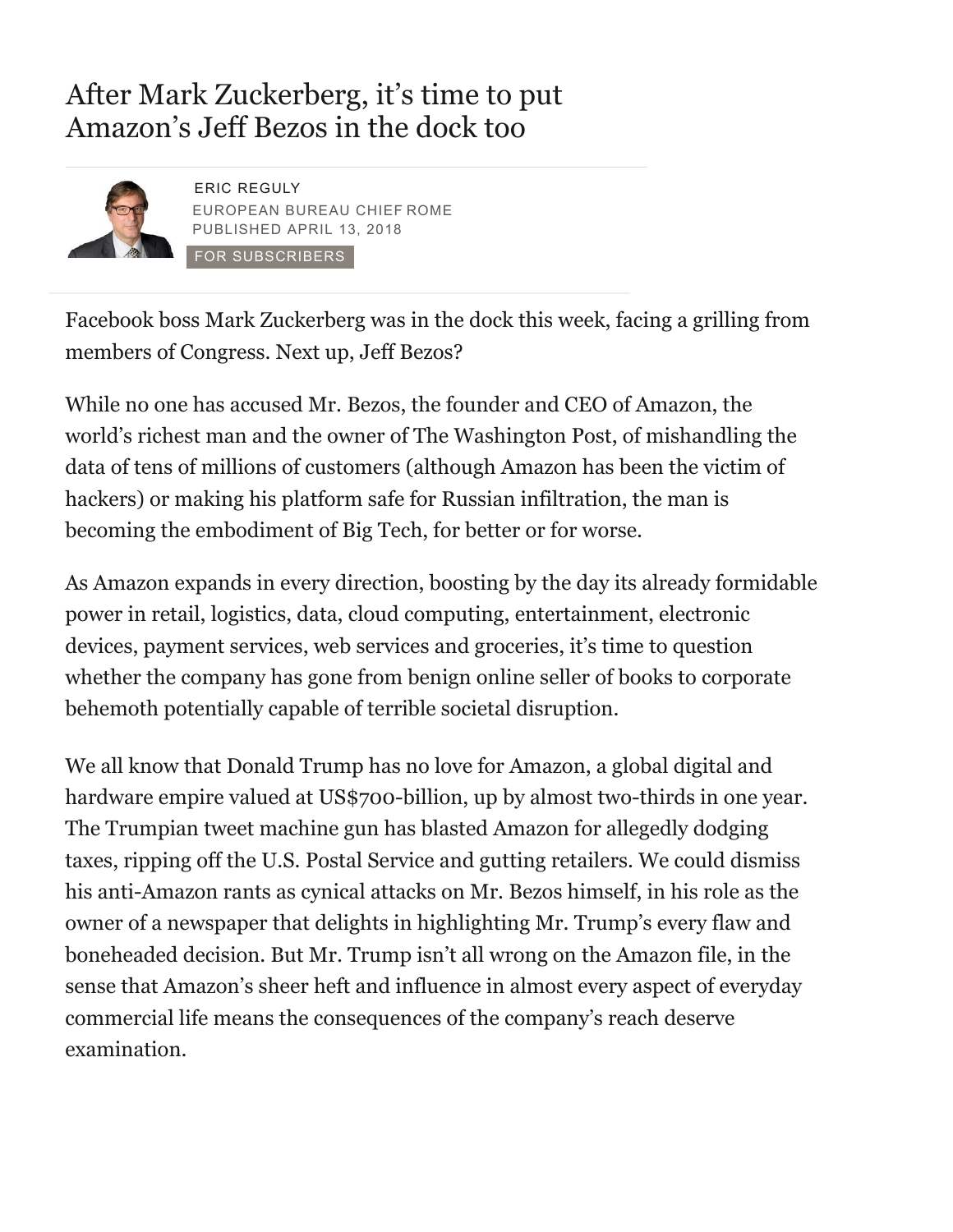# After Mark Zuckerberg, it's time to put Amazon's Jeff Bezos in the dock too

ERIC REGULY
EUROPEAN BUREAU CHIEF ROME
PUBLISHED APRIL 13, 2018

FOR SUBSCRIBERS

Facebook boss Mark Zuckerberg was in the dock this week, facing a grilling from members of Congress. Next up, Jeff Bezos?

While no one has accused Mr. Bezos, the founder and CEO of Amazon, the world's richest man and the owner of The Washington Post, of mishandling the data of tens of millions of customers (although Amazon has been the victim of hackers) or making his platform safe for Russian infiltration, the man is becoming the embodiment of Big Tech, for better or for worse.

As Amazon expands in every direction, boosting by the day its already formidable power in retail, logistics, data, cloud computing, entertainment, electronic devices, payment services, web services and groceries, it's time to question whether the company has gone from benign online seller of books to corporate behemoth potentially capable of terrible societal disruption.

We all know that Donald Trump has no love for Amazon, a global digital and hardware empire valued at US$700-billion, up by almost two-thirds in one year. The Trumpian tweet machine gun has blasted Amazon for allegedly dodging taxes, ripping off the U.S. Postal Service and gutting retailers. We could dismiss his anti-Amazon rants as cynical attacks on Mr. Bezos himself, in his role as the owner of a newspaper that delights in highlighting Mr. Trump's every flaw and boneheaded decision. But Mr. Trump isn't all wrong on the Amazon file, in the sense that Amazon's sheer heft and influence in almost every aspect of everyday commercial life means the consequences of the company's reach deserve examination.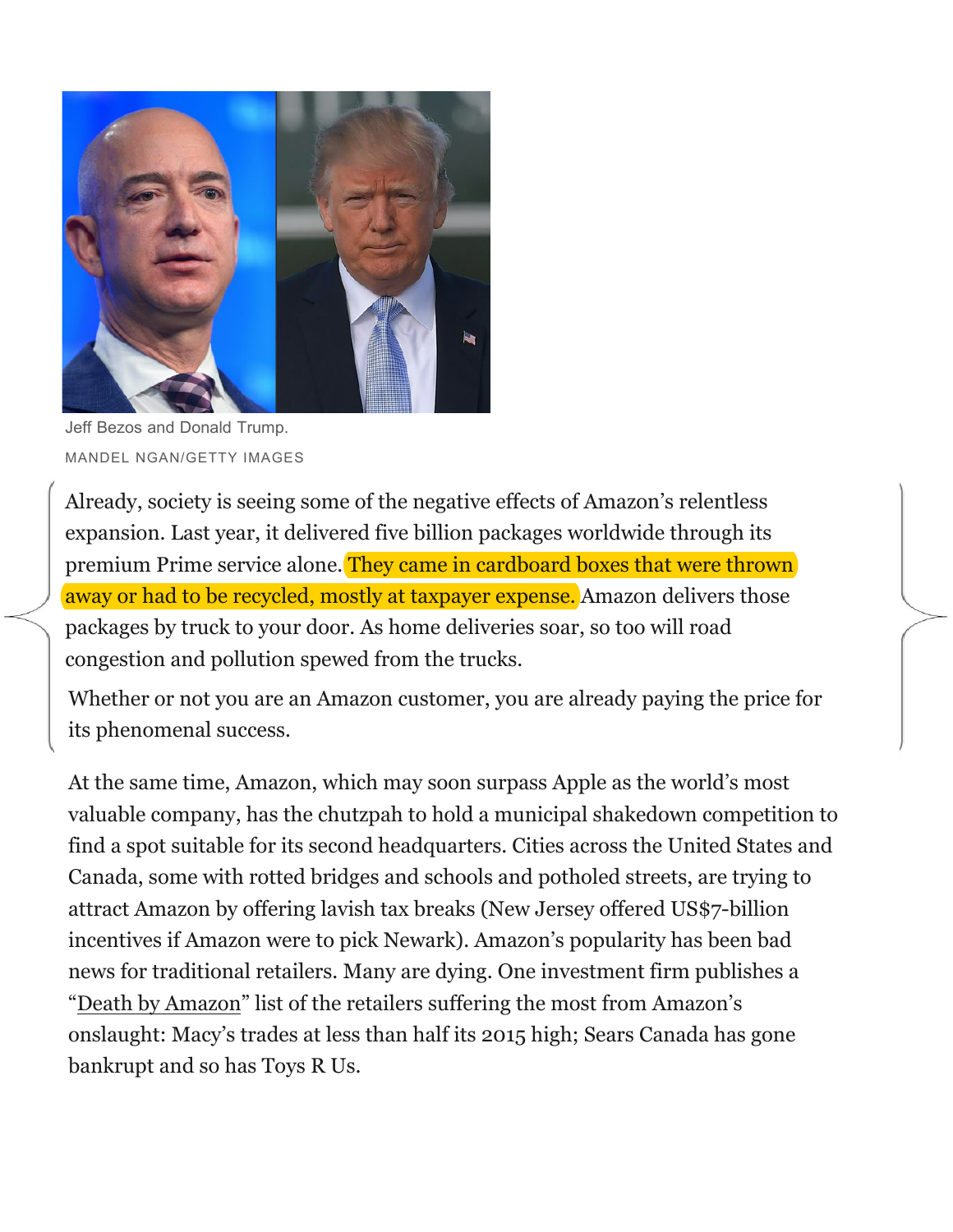Jeff Bezos and Donald Trump.

MANDEL NGAN/GETTY IMAGES

Already, society is seeing some of the negative effects of Amazon's relentless expansion. Last year, it delivered five billion packages worldwide through its premium Prime service alone. They came in cardboard boxes that were thrown away or had to be recycled, mostly at taxpayer expense. Amazon delivers those packages by truck to your door. As home deliveries soar, so too will road congestion and pollution spewed from the trucks.

Whether or not you are an Amazon customer, you are already paying the price for its phenomenal success.

At the same time, Amazon, which may soon surpass Apple as the world's most valuable company, has the chutzpah to hold a municipal shakedown competition to find a spot suitable for its second headquarters. Cities across the United States and Canada, some with rotted bridges and schools and potholed streets, are trying to attract Amazon by offering lavish tax breaks (New Jersey offered US$7-billion incentives if Amazon were to pick Newark). Amazon's popularity has been bad news for traditional retailers. Many are dying. One investment firm publishes a "Death by Amazon" list of the retailers suffering the most from Amazon's onslaught: Macy's trades at less than half its 2015 high; Sears Canada has gone bankrupt and so has Toys R Us.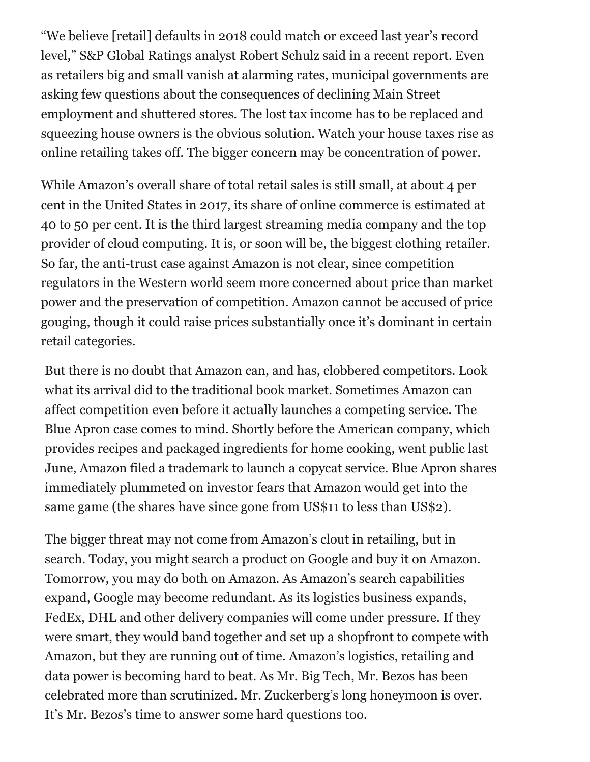"We believe [retail] defaults in 2018 could match or exceed last year's record level," S&P Global Ratings analyst Robert Schulz said in a recent report. Even as retailers big and small vanish at alarming rates, municipal governments are asking few questions about the consequences of declining Main Street employment and shuttered stores. The lost tax income has to be replaced and squeezing house owners is the obvious solution. Watch your house taxes rise as online retailing takes off. The bigger concern may be concentration of power.

While Amazon's overall share of total retail sales is still small, at about 4 per cent in the United States in 2017, its share of online commerce is estimated at 40 to 50 per cent. It is the third largest streaming media company and the top provider of cloud computing. It is, or soon will be, the biggest clothing retailer. So far, the anti-trust case against Amazon is not clear, since competition regulators in the Western world seem more concerned about price than market power and the preservation of competition. Amazon cannot be accused of price gouging, though it could raise prices substantially once it's dominant in certain retail categories.

But there is no doubt that Amazon can, and has, clobbered competitors. Look what its arrival did to the traditional book market. Sometimes Amazon can affect competition even before it actually launches a competing service. The Blue Apron case comes to mind. Shortly before the American company, which provides recipes and packaged ingredients for home cooking, went public last June, Amazon filed a trademark to launch a copycat service. Blue Apron shares immediately plummeted on investor fears that Amazon would get into the same game (the shares have since gone from US$11 to less than US$2).

The bigger threat may not come from Amazon's clout in retailing, but in search. Today, you might search a product on Google and buy it on Amazon. Tomorrow, you may do both on Amazon. As Amazon's search capabilities expand, Google may become redundant. As its logistics business expands, FedEx, DHL and other delivery companies will come under pressure. If they were smart, they would band together and set up a shopfront to compete with Amazon, but they are running out of time. Amazon's logistics, retailing and data power is becoming hard to beat. As Mr. Big Tech, Mr. Bezos has been celebrated more than scrutinized. Mr. Zuckerberg's long honeymoon is over. It's Mr. Bezos's time to answer some hard questions too.